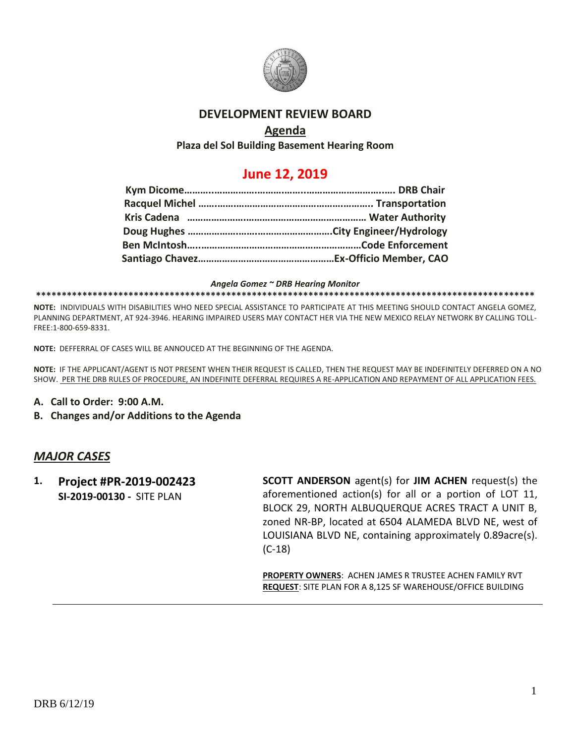# DEVELOPMENT REVIEW BOARD

## Agenda

**Plaza del Sol Building Basement Hearing Room**

## June 12, 2019

**Kym Dicome……………………………………………………………. DRB Chair**
**Racquel Michel ……………………………………………………….. Transportation**
**Kris Cadena ………………………………………………………… Water Authority**
**Doug Hughes ……………………………………………….City Engineer/Hydrology**
**Ben McIntosh………………………………………………………Code Enforcement**
**Santiago Chavez……………………………………………Ex-Officio Member, CAO**

*Angela Gomez ~ DRB Hearing Monitor*

**************************************************************************************************

**NOTE:** INDIVIDUALS WITH DISABILITIES WHO NEED SPECIAL ASSISTANCE TO PARTICIPATE AT THIS MEETING SHOULD CONTACT ANGELA GOMEZ, PLANNING DEPARTMENT, AT 924-3946. HEARING IMPAIRED USERS MAY CONTACT HER VIA THE NEW MEXICO RELAY NETWORK BY CALLING TOLL-FREE:1-800-659-8331.

**NOTE:** DEFFERRAL OF CASES WILL BE ANNOUCED AT THE BEGINNING OF THE AGENDA.

**NOTE:** IF THE APPLICANT/AGENT IS NOT PRESENT WHEN THEIR REQUEST IS CALLED, THEN THE REQUEST MAY BE INDEFINITELY DEFERRED ON A NO SHOW. PER THE DRB RULES OF PROCEDURE, AN INDEFINITE DEFERRAL REQUIRES A RE-APPLICATION AND REPAYMENT OF ALL APPLICATION FEES.

**A. Call to Order: 9:00 A.M.**

**B. Changes and/or Additions to the Agenda**

## *MAJOR CASES*

**1. Project #PR-2019-002423**
**SI-2019-00130 -** SITE PLAN

**SCOTT ANDERSON** agent(s) for **JIM ACHEN** request(s) the aforementioned action(s) for all or a portion of LOT 11, BLOCK 29, NORTH ALBUQUERQUE ACRES TRACT A UNIT B, zoned NR-BP, located at 6504 ALAMEDA BLVD NE, west of LOUISIANA BLVD NE, containing approximately 0.89acre(s). (C-18)

**PROPERTY OWNERS**: ACHEN JAMES R TRUSTEE ACHEN FAMILY RVT
**REQUEST**: SITE PLAN FOR A 8,125 SF WAREHOUSE/OFFICE BUILDING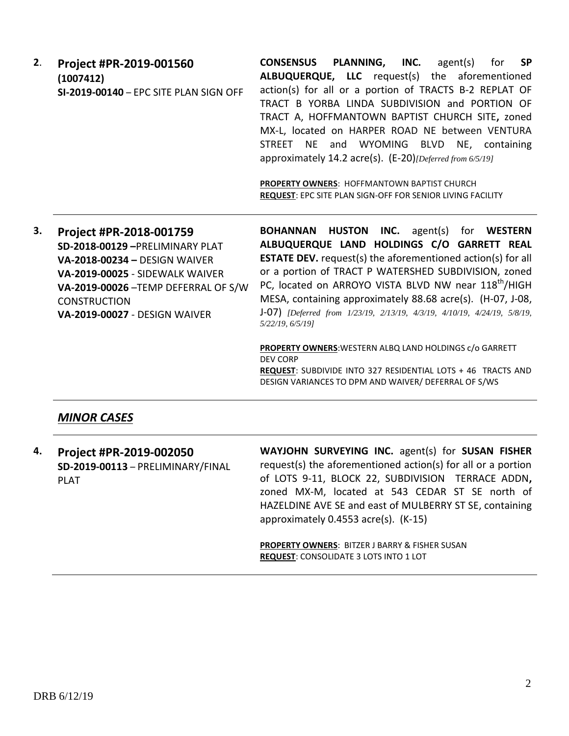| | | |
|---|---|---|
| **2.** | **Project #PR-2019-001560**<br>**(1007412)**<br>**SI-2019-00140** – EPC SITE PLAN SIGN OFF | **CONSENSUS PLANNING, INC.** agent(s) for **SP ALBUQUERQUE, LLC** request(s) the aforementioned action(s) for all or a portion of TRACTS B-2 REPLAT OF TRACT B YORBA LINDA SUBDIVISION and PORTION OF TRACT A, HOFFMANTOWN BAPTIST CHURCH SITE**,** zoned MX-L, located on HARPER ROAD NE between VENTURA STREET NE and WYOMING BLVD NE, containing approximately 14.2 acre(s). (E-20)*[Deferred from 6/5/19]*<br><br>**PROPERTY OWNERS**: HOFFMANTOWN BAPTIST CHURCH<br>**REQUEST**: EPC SITE PLAN SIGN-OFF FOR SENIOR LIVING FACILITY |
| **3.** | **Project #PR-2018-001759**<br>**SD-2018-00129** –PRELIMINARY PLAT<br>**VA-2018-00234** – DESIGN WAIVER<br>**VA-2019-00025** - SIDEWALK WAIVER<br>**VA-2019-00026** –TEMP DEFERRAL OF S/W CONSTRUCTION<br>**VA-2019-00027** - DESIGN WAIVER | **BOHANNAN HUSTON INC.** agent(s) for **WESTERN ALBUQUERQUE LAND HOLDINGS C/O GARRETT REAL ESTATE DEV.** request(s) the aforementioned action(s) for all or a portion of TRACT P WATERSHED SUBDIVISION, zoned PC, located on ARROYO VISTA BLVD NW near 118th/HIGH MESA, containing approximately 88.68 acre(s). (H-07, J-08, J-07) *[Deferred from 1/23/19, 2/13/19, 4/3/19, 4/10/19, 4/24/19, 5/8/19, 5/22/19, 6/5/19]*<br><br>**PROPERTY OWNERS**:WESTERN ALBQ LAND HOLDINGS c/o GARRETT DEV CORP<br>**REQUEST**: SUBDIVIDE INTO 327 RESIDENTIAL LOTS + 46 TRACTS AND DESIGN VARIANCES TO DPM AND WAIVER/ DEFERRAL OF S/WS |

## *MINOR CASES*

| | | |
|---|---|---|
| **4.** | **Project #PR-2019-002050**<br>**SD-2019-00113** – PRELIMINARY/FINAL PLAT | **WAYJOHN SURVEYING INC.** agent(s) for **SUSAN FISHER** request(s) the aforementioned action(s) for all or a portion of LOTS 9-11, BLOCK 22, SUBDIVISION TERRACE ADDN**,** zoned MX-M, located at 543 CEDAR ST SE north of HAZELDINE AVE SE and east of MULBERRY ST SE, containing approximately 0.4553 acre(s). (K-15)<br><br>**PROPERTY OWNERS**: BITZER J BARRY & FISHER SUSAN<br>**REQUEST**: CONSOLIDATE 3 LOTS INTO 1 LOT |

DRB 6/12/19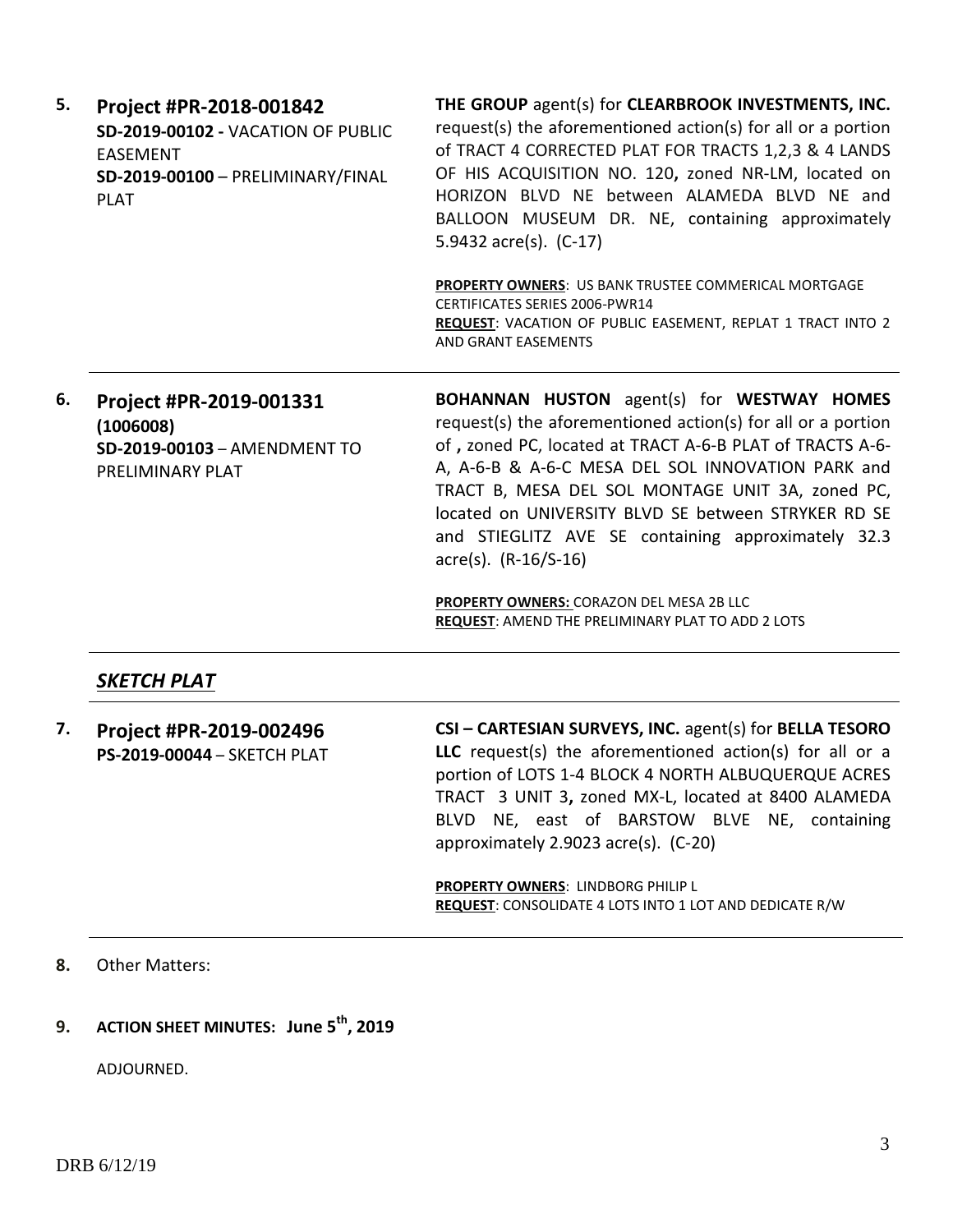5. **Project #PR-2018-001842**
**SD-2019-00102 -** VACATION OF PUBLIC EASEMENT
**SD-2019-00100** – PRELIMINARY/FINAL PLAT

**THE GROUP** agent(s) for **CLEARBROOK INVESTMENTS, INC.** request(s) the aforementioned action(s) for all or a portion of TRACT 4 CORRECTED PLAT FOR TRACTS 1,2,3 & 4 LANDS OF HIS ACQUISITION NO. 120**,** zoned NR-LM, located on HORIZON BLVD NE between ALAMEDA BLVD NE and BALLOON MUSEUM DR. NE, containing approximately 5.9432 acre(s). (C-17)

**PROPERTY OWNERS**: US BANK TRUSTEE COMMERICAL MORTGAGE CERTIFICATES SERIES 2006-PWR14
**REQUEST**: VACATION OF PUBLIC EASEMENT, REPLAT 1 TRACT INTO 2 AND GRANT EASEMENTS

---

6. **Project #PR-2019-001331 (1006008)**
**SD-2019-00103** – AMENDMENT TO PRELIMINARY PLAT

**BOHANNAN HUSTON** agent(s) for **WESTWAY HOMES** request(s) the aforementioned action(s) for all or a portion of **,** zoned PC, located at TRACT A-6-B PLAT of TRACTS A-6-A, A-6-B & A-6-C MESA DEL SOL INNOVATION PARK and TRACT B, MESA DEL SOL MONTAGE UNIT 3A, zoned PC, located on UNIVERSITY BLVD SE between STRYKER RD SE and STIEGLITZ AVE SE containing approximately 32.3 acre(s). (R-16/S-16)

**PROPERTY OWNERS:** CORAZON DEL MESA 2B LLC
**REQUEST**: AMEND THE PRELIMINARY PLAT TO ADD 2 LOTS

---

## ***SKETCH PLAT***

---

7. **Project #PR-2019-002496**
**PS-2019-00044** – SKETCH PLAT

**CSI – CARTESIAN SURVEYS, INC.** agent(s) for **BELLA TESORO LLC** request(s) the aforementioned action(s) for all or a portion of LOTS 1-4 BLOCK 4 NORTH ALBUQUERQUE ACRES TRACT 3 UNIT 3**,** zoned MX-L, located at 8400 ALAMEDA BLVD NE, east of BARSTOW BLVE NE, containing approximately 2.9023 acre(s). (C-20)

**PROPERTY OWNERS**: LINDBORG PHILIP L
**REQUEST**: CONSOLIDATE 4 LOTS INTO 1 LOT AND DEDICATE R/W

---

8. Other Matters:

9. **ACTION SHEET MINUTES: June 5th, 2019**

ADJOURNED.

DRB 6/12/19